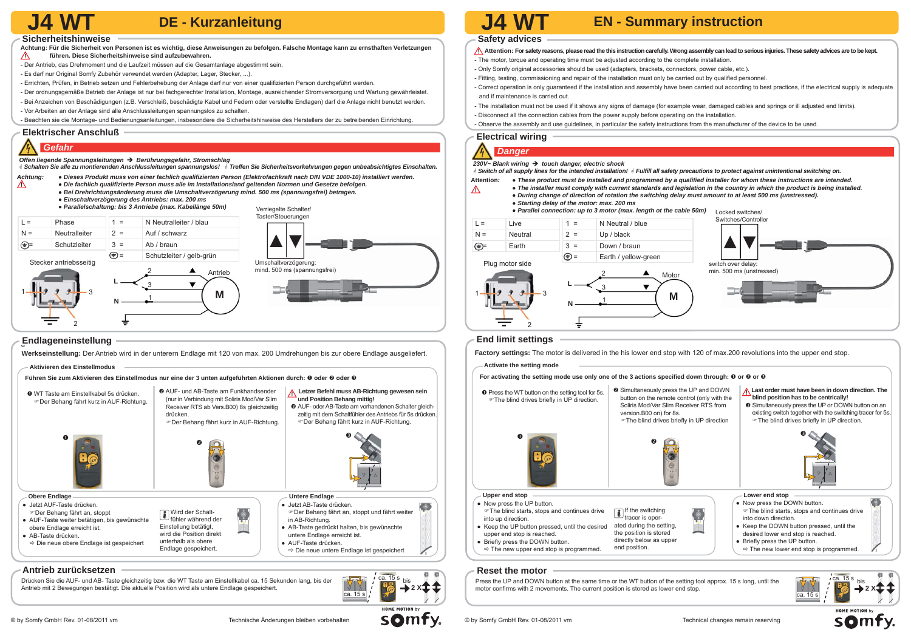# J4 WT — DE - Kurzanleitung

## Sicherheitshinweise

**Achtung: Für die Sicherheit von Personen ist es wichtig, diese Anweisungen zu befolgen. Falsche Montage kann zu ernsthaften Verletzungen führen. Diese Sicherheitshinweise sind aufzubewahren.**

- Der Antrieb, das Drehmoment und die Laufzeit müssen auf die Gesamtanlage abgestimmt sein.
- Es darf nur Original Somfy Zubehör verwendet werden (Adapter, Lager, Stecker, ...).
- Errichten, Prüfen, in Betrieb setzen und Fehlerbehebung der Anlage darf nur von einer qualifizierten Person durchgeführt werden.
- Der ordnungsgemäße Betrieb der Anlage ist nur bei fachgerechter Installation, Montage, ausreichender Stromversorgung und Wartung gewährleistet.
- Bei Anzeichen von Beschädigungen (z.B. Verschleiß, beschädigte Kabel und Federn oder verstellte Endlagen) darf die Anlage nicht benutzt werden.
- Vor Arbeiten an der Anlage sind alle Anschlussleitungen spannungslos zu schalten.
- Beachten sie die Montage- und Bedienungsanleitungen, insbesondere die Sicherheitshinweise des Herstellers der zu betreibenden Einrichtung.

## Elektrischer Anschluß

**Gefahr**

*Offen liegende Spannungsleitungen → Berührungsgefahr, Stromschlag*
*Schalten Sie alle zu montierenden Anschlussleitungen spannungslos! Treffen Sie Sicherheitsvorkehrungen gegen unbeabsichtigtes Einschalten.*

Achtung:
- *Dieses Produkt muss von einer fachlich qualifizierten Person (Elektrofachkraft nach DIN VDE 1000-10) installiert werden.*
- *Die fachlich qualifizierte Person muss alle im Installationsland geltenden Normen und Gesetze befolgen.*
- *Bei Drehrichtungsänderung muss die Umschaltverzögerung mind. 500 ms (spannungsfrei) betragen.*
- *Einschaltverzögerung des Antriebs: max. 200 ms*
- *Parallelschaltung: bis 3 Antriebe (max. Kabellänge 50m)*

| | | | |
|---|---|---|---|
| L = | Phase | 1 = | N Neutralleiter / blau |
| N = | Neutralleiter | 2 = | Auf / schwarz |
| ⏚ = | Schutzleiter | 3 = | Ab / braun |
| | | ⏚ = | Schutzleiter / gelb-grün |

Stecker antriebsseitig — Antrieb — M

Verriegelte Schalter/ Taster/Steuerungen

Umschaltverzögerung: mind. 500 ms (spannungsfrei)

## Endlageneinstellung

**Werkseinstellung:** Der Antrieb wird in der unterern Endlage mit 120 von max. 200 Umdrehungen bis zur obere Endlage ausgeliefert.

### Aktivieren des Einstellmodus

**Führen Sie zum Aktivieren des Einstellmodus nur eine der 3 unten aufgeführten Aktionen durch: ❶ oder ❷ oder ❸**

❶ WT Taste am Einstellkabel 5s drücken.
☞Der Behang fährt kurz in AUF-Richtung.

❷ AUF- und AB-Taste am Funkhandsender (nur in Verbindung mit Soliris Mod/Var Slim Receiver RTS ab Vers.B00) 8s gleichzeitig drücken.
☞Der Behang fährt kurz in AUF-Richtung.

**Letzer Befehl muss AB-Richtung gewesen sein und Position Behang mittig!**
❸ AUF- oder AB-Taste am vorhandenen Schalter gleichzeitig mit dem Schaltfühler des Antriebs für 5s drücken.
☞Der Behang fährt kurz in AUF-Richtung.

### Obere Endlage
- Jetzt AUF-Taste drücken.
  ☞Der Behang fährt an, stoppt
- AUF-Taste weiter betätigen, bis gewünschte obere Endlage erreicht ist.
- AB-Taste drücken.
  ⇨ Die neue obere Endlage ist gespeichert

Wird der Schaltfühler während der Einstellung betätigt, wird die Position direkt unterhalb als obere Endlage gespeichert.

### Untere Endlage
- Jetzt AB-Taste drücken.
  ☞Der Behang fährt an, stoppt und fährt weiter in AB-Richtung.
- AB-Taste gedrückt halten, bis gewünschte untere Endlage erreicht ist.
- AUF-Taste drücken.
  ⇨ Die neue untere Endlage ist gespeichert

## Antrieb zurücksetzen

Drücken Sie die AUF- und AB-Taste gleichzeitig bzw. die WT Taste am Einstellkabel ca. 15 Sekunden lang, bis der Antrieb mit 2 Bewegungen bestätigt. Die aktuelle Position wird als untere Endlage gespeichert.

ca. 15 s bis → 2 X

© by Somfy GmbH Rev. 01-08/2011 vm — Technische Änderungen bleiben vorbehalten

# J4 WT — EN - Summary instruction

## Safety advices

**Attention: For safety reasons, please read the this instruction carefully. Wrong assembly can lead to serious injuries. These safety advices are to be kept.**

- The motor, torque and operating time must be adjusted according to the complete installation.
- Only Somfy original accessories should be used (adapters, brackets, connectors, power cable, etc.).
- Fitting, testing, commissioning and repair of the installation must only be carried out by qualified personnel.
- Correct operation is only guaranteed if the installation and assembly have been carried out according to best practices, if the electrical supply is adequate and if maintenance is carried out.
- The installation must not be used if it shows any signs of damage (for example wear, damaged cables and springs or ill adjusted end limits).
- Disconnect all the connection cables from the power supply before operating on the installation.
- Observe the assembly and use guidelines, in particular the safety instructions from the manufacturer of the device to be used.

## Electrical wiring

**Danger**

*230V~ Blank wiring → touch danger, electric shock*
*Switch of all supply lines for the intended installation! Fulfill all safety precautions to protect against unintentional switching on.*

Attention:
- *These product must be installed and programmed by a qualified installer for whom these instructions are intended.*
- *The installer must comply with current standards and legislation in the country in which the product is being installed.*
- *During change of direction of rotation the switching delay must amount to at least 500 ms (unstressed).*
- *Starting delay of the motor: max. 200 ms*
- *Parallel connection: up to 3 motor (max. length of the cable 50m)*

| | | | |
|---|---|---|---|
| L = | Live | 1 = | N Neutral / blue |
| N = | Neutral | 2 = | Up / black |
| ⏚ = | Earth | 3 = | Down / brown |
| | | ⏚ = | Earth / yellow-green |

Plug motor side — Motor — M

Locked switches/ Switches/Controller

switch over delay: min. 500 ms (unstressed)

## End limit settings

**Factory settings:** The motor is delivered in the his lower end stop with 120 of max.200 revolutions into the upper end stop.

### Activate the setting mode

**For activating the setting mode use only one of the 3 actions specified down through: ❶ or ❷ or ❸**

❶ Press the WT button on the setting tool for 5s.
☞The blind drives briefly in UP direction.

❷ Simultaneously press the UP and DOWN button on the remote control (only with the Soliris Mod/Var Slim Receiver RTS from version.B00 on) for 8s.
☞The blind drives briefly in UP direction

**Last order must have been in down direction. The blind position has to be centrically!**
❸ Simultaneously press the UP or DOWN button on an existing switch together with the switching tracer for 5s.
☞The blind drives briefly in UP direction.

### Upper end stop
- Now press the UP button.
  ☞The blind starts, stops and continues drive into up direction.
- Keep the UP button pressed, until the desired upper end stop is reached.
- Briefly press the DOWN button.
  ⇨ The new upper end stop is programmed.

If the switching tracer is operated during the setting, the position is stored directly below as upper end position.

### Lower end stop
- Now press the DOWN button.
  ☞The blind starts, stops and continues drive into down direction.
- Keep the DOWN button pressed, until the desired lower end stop is reached.
- Briefly press the UP button.
  ⇨ The new lower end stop is programmed.

## Reset the motor

Press the UP and DOWN button at the same time or the WT button of the setting tool approx. 15 s long, until the motor confirms with 2 movements. The current position is stored as lower end stop.

ca. 15 s bis → 2 X

© by Somfy GmbH Rev. 01-08/2011 vm — Technical changes remain reserving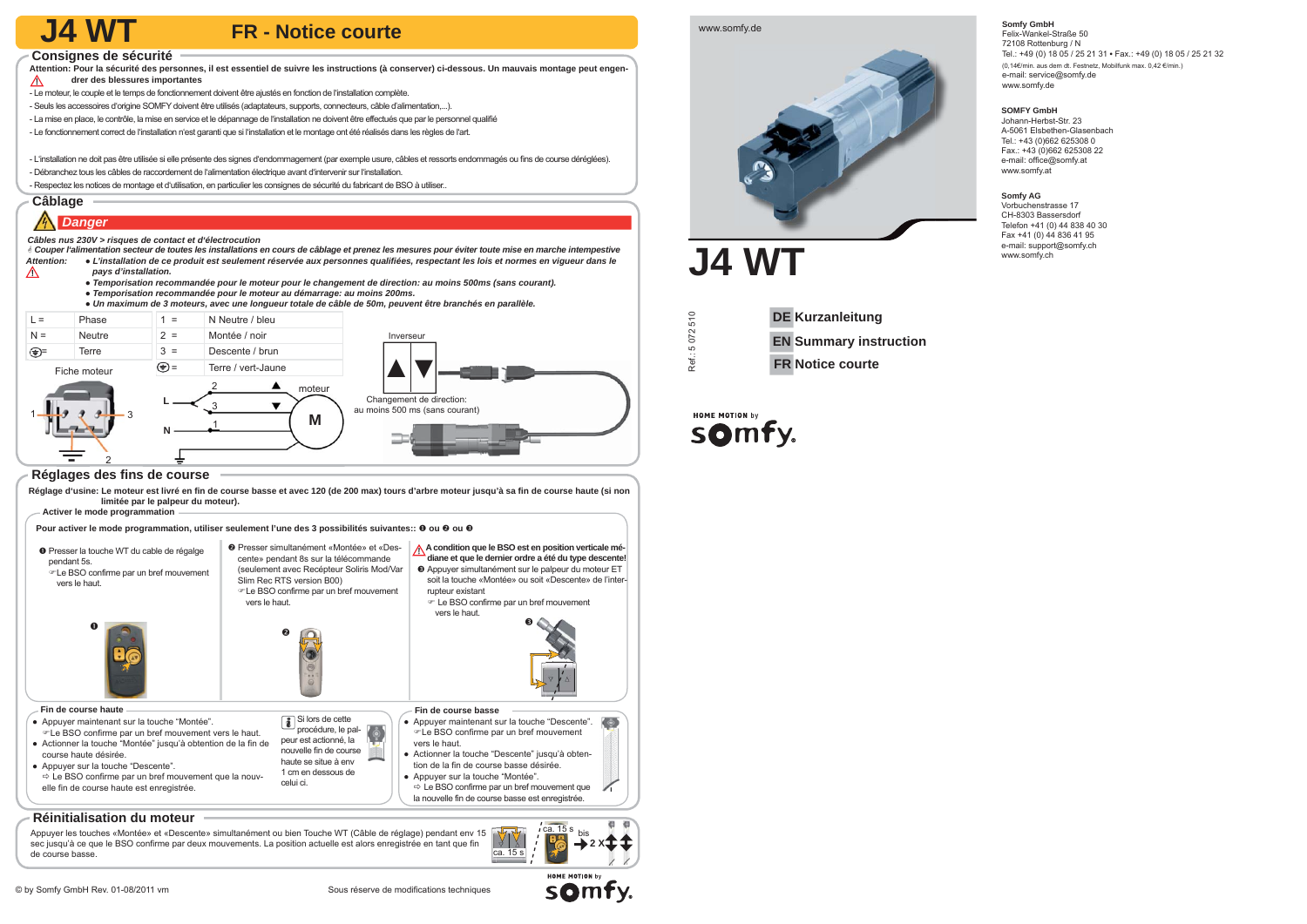# J4 WT

## FR - Notice courte

### Consignes de sécurité

**Attention: Pour la sécurité des personnes, il est essentiel de suivre les instructions (à conserver) ci-dessous. Un mauvais montage peut engendrer des blessures importantes**

- Le moteur, le couple et le temps de fonctionnement doivent être ajustés en fonction de l'installation complète.
- Seuls les accessoires d'origine SOMFY doivent être utilisés (adaptateurs, supports, connecteurs, câble d'alimentation,...).
- La mise en place, le contrôle, la mise en service et le dépannage de l'installation ne doivent être effectués que par le personnel qualifié
- Le fonctionnement correct de l'installation n'est garanti que si l'installation et le montage ont été réalisés dans les règles de l'art.

- L'installation ne doit pas être utilisée si elle présente des signes d'endommagement (par exemple usure, câbles et ressorts endommagés ou fins de course déréglées).
- Débranchez tous les câbles de raccordement de l'alimentation électrique avant d'intervenir sur l'installation.
- Respectez les notices de montage et d'utilisation, en particulier les consignes de sécurité du fabricant de BSO à utiliser..

### Câblage

**Danger**

***Câbles nus 230V > risques de contact et d'électrocution***

***Couper l'alimentation secteur de toutes les installations en cours de câblage et prenez les mesures pour éviter toute mise en marche intempestive***

***Attention:***
- ***L'installation de ce produit est seulement réservée aux personnes qualifiées, respectant les lois et normes en vigueur dans le pays d'installation.***
- ***Temporisation recommandée pour le moteur pour le changement de direction: au moins 500ms (sans courant).***
- ***Temporisation recommandée pour le moteur au démarrage: au moins 200ms.***
- ***Un maximum de 3 moteurs, avec une longueur totale de câble de 50m, peuvent être branchés en parallèle.***

| | | | |
|---|---|---|---|
| L = | Phase | 1 = | N Neutre / bleu |
| N = | Neutre | 2 = | Montée / noir |
| ⏚= | Terre | 3 = | Descente / brun |
| | | ⏚ = | Terre / vert-Jaune |

Fiche moteur

1 3 2

L N 2 3 1 moteur M

Inverseur

Changement de direction: au moins 500 ms (sans courant)

### Réglages des fins de course

**Réglage d'usine: Le moteur est livré en fin de course basse et avec 120 (de 200 max) tours d'arbre moteur jusqu'à sa fin de course haute (si non limitée par le palpeur du moteur).**

**Activer le mode programmation**

**Pour activer le mode programmation, utiliser seulement l'une des 3 possibilités suivantes:: ❶ ou ❷ ou ❸**

❶ Presser la touche WT du cable de régalge pendant 5s.
☞Le BSO confirme par un bref mouvement vers le haut.

❷ Presser simultanément «Montée» et «Descente» pendant 8s sur la télécommande (seulement avec Recépteur Soliris Mod/Var Slim Rec RTS version B00)
☞Le BSO confirme par un bref mouvement vers le haut.

**A condition que le BSO est en position verticale médiane et que le dernier ordre a été du type descente!**
❸ Appuyer simultanément sur le palpeur du moteur ET soit la touche «Montée» ou soit «Descente» de l'interrupteur existant
☞ Le BSO confirme par un bref mouvement vers le haut.

**Fin de course haute**
- Appuyer maintenant sur la touche "Montée".
☞Le BSO confirme par un bref mouvement vers le haut.
- Actionner la touche "Montée" jusqu'à obtention de la fin de course haute désirée.
- Appuyer sur la touche "Descente".
⇨ Le BSO confirme par un bref mouvement que la nouvelle fin de course haute est enregistrée.

Si lors de cette procédure, le palpeur est actionné, la nouvelle fin de course haute se situe à env 1 cm en dessous de celui ci.

**Fin de course basse**
- Appuyer maintenant sur la touche "Descente".
☞Le BSO confirme par un bref mouvement vers le haut.
- Actionner la touche "Descente" jusqu'à obtention de la fin de course basse désirée.
- Appuyer sur la touche "Montée".
⇨ Le BSO confirme par un bref mouvement que la nouvelle fin de course basse est enregistrée.

### Réinitialisation du moteur

Appuyer les touches «Montée» et «Descente» simultanément ou bien Touche WT (Câble de réglage) pendant env 15 sec jusqu'à ce que le BSO confirme par deux mouvements. La position actuelle est alors enregistrée en tant que fin de course basse.

ca. 15 s ca. 15 s bis 2 X

© by Somfy GmbH Rev. 01-08/2011 vm

Sous réserve de modifications techniques

HOME MOTION by somfy

www.somfy.de

# J4 WT

Ref.: 5 072 510

**DE** Kurzanleitung
**EN** Summary instruction
**FR** Notice courte

HOME MOTION by somfy

**Somfy GmbH**
Felix-Wankel-Straße 50
72108 Rottenburg / N
Tel.: +49 (0) 18 05 / 25 21 31 • Fax.: +49 (0) 18 05 / 25 21 32
(0,14€/min. aus dem dt. Festnetz, Mobilfunk max. 0,42 €/min.)
e-mail: service@somfy.de
www.somfy.de

**SOMFY GmbH**
Johann-Herbst-Str. 23
A-5061 Elsbethen-Glasenbach
Tel.: +43 (0)662 625308 0
Fax.: +43 (0)662 625308 22
e-mail: office@somfy.at
www.somfy.at

**Somfy AG**
Vorbuchenstrasse 17
CH-8303 Bassersdorf
Telefon +41 (0) 44 838 40 30
Fax +41 (0) 44 836 41 95
e-mail: support@somfy.ch
www.somfy.ch